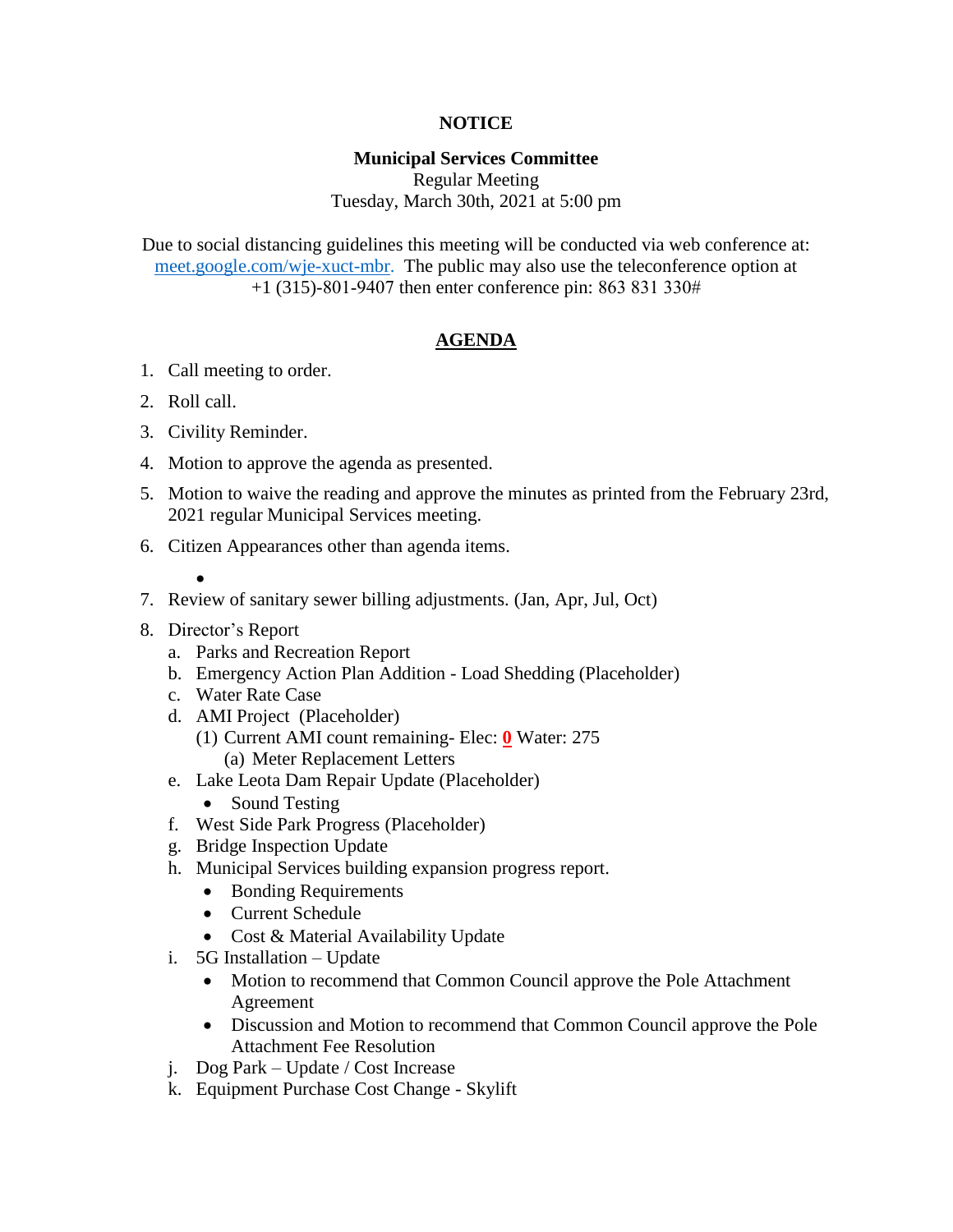**NOTICE**

**Municipal Services Committee**
Regular Meeting
Tuesday, March 30th, 2021 at 5:00 pm

Due to social distancing guidelines this meeting will be conducted via web conference at: meet.google.com/wje-xuct-mbr. The public may also use the teleconference option at +1 (315)-801-9407 then enter conference pin: 863 831 330#

## AGENDA

1. Call meeting to order.
2. Roll call.
3. Civility Reminder.
4. Motion to approve the agenda as presented.
5. Motion to waive the reading and approve the minutes as printed from the February 23rd, 2021 regular Municipal Services meeting.
6. Citizen Appearances other than agenda items.
   -
7. Review of sanitary sewer billing adjustments. (Jan, Apr, Jul, Oct)
8. Director's Report
   a. Parks and Recreation Report
   b. Emergency Action Plan Addition - Load Shedding (Placeholder)
   c. Water Rate Case
   d. AMI Project (Placeholder)
      (1) Current AMI count remaining- Elec: **0** Water: 275
         (a) Meter Replacement Letters
   e. Lake Leota Dam Repair Update (Placeholder)
      - Sound Testing
   f. West Side Park Progress (Placeholder)
   g. Bridge Inspection Update
   h. Municipal Services building expansion progress report.
      - Bonding Requirements
      - Current Schedule
      - Cost & Material Availability Update
   i. 5G Installation – Update
      - Motion to recommend that Common Council approve the Pole Attachment Agreement
      - Discussion and Motion to recommend that Common Council approve the Pole Attachment Fee Resolution
   j. Dog Park – Update / Cost Increase
   k. Equipment Purchase Cost Change - Skylift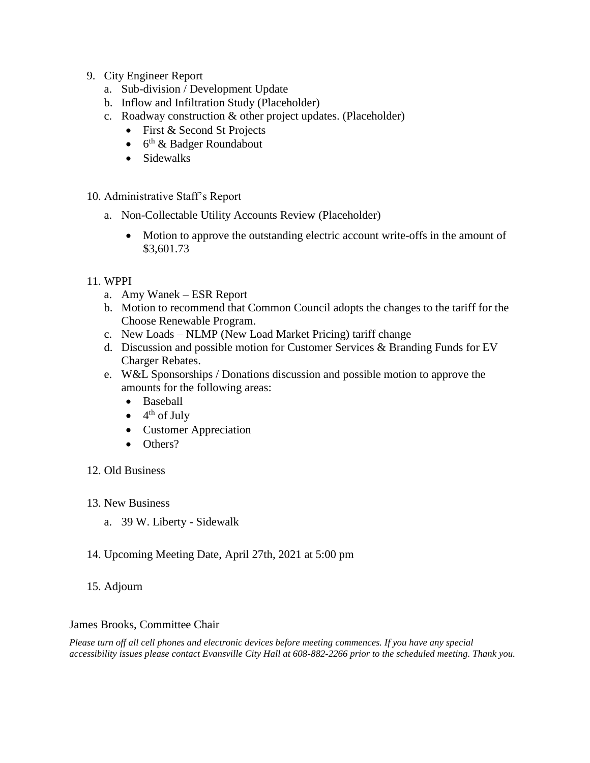9. City Engineer Report
   a. Sub-division / Development Update
   b. Inflow and Infiltration Study (Placeholder)
   c. Roadway construction & other project updates. (Placeholder)
      - First & Second St Projects
      - 6th & Badger Roundabout
      - Sidewalks

10. Administrative Staff's Report
    a. Non-Collectable Utility Accounts Review (Placeholder)
       - Motion to approve the outstanding electric account write-offs in the amount of $3,601.73

11. WPPI
    a. Amy Wanek – ESR Report
    b. Motion to recommend that Common Council adopts the changes to the tariff for the Choose Renewable Program.
    c. New Loads – NLMP (New Load Market Pricing) tariff change
    d. Discussion and possible motion for Customer Services & Branding Funds for EV Charger Rebates.
    e. W&L Sponsorships / Donations discussion and possible motion to approve the amounts for the following areas:
       - Baseball
       - 4th of July
       - Customer Appreciation
       - Others?

12. Old Business

13. New Business
    a. 39 W. Liberty - Sidewalk

14. Upcoming Meeting Date, April 27th, 2021 at 5:00 pm

15. Adjourn

James Brooks, Committee Chair

*Please turn off all cell phones and electronic devices before meeting commences. If you have any special accessibility issues please contact Evansville City Hall at 608-882-2266 prior to the scheduled meeting. Thank you.*